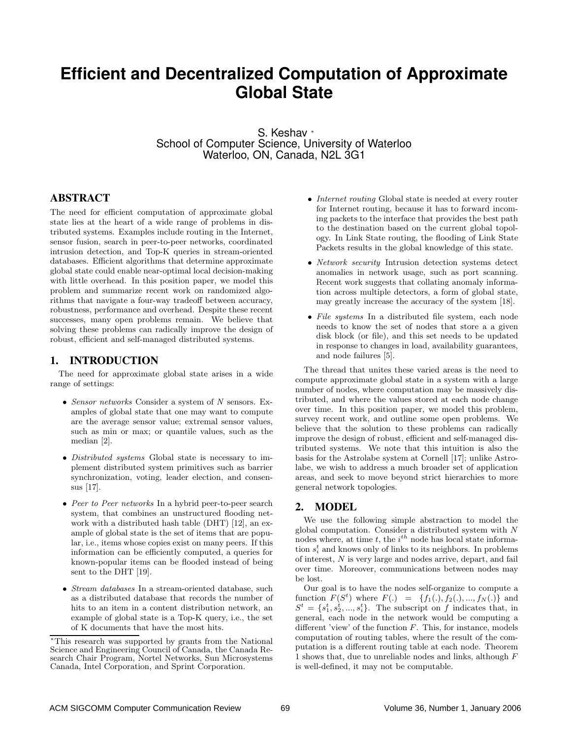# Efficient and Decentralized Computation of Approximate Global State

S. Keshav [*]
School of Computer Science, University of Waterloo
Waterloo, ON, Canada, N2L 3G1

## ABSTRACT

The need for efficient computation of approximate global state lies at the heart of a wide range of problems in distributed systems. Examples include routing in the Internet, sensor fusion, search in peer-to-peer networks, coordinated intrusion detection, and Top-K queries in stream-oriented databases. Efficient algorithms that determine approximate global state could enable near-optimal local decision-making with little overhead. In this position paper, we model this problem and summarize recent work on randomized algorithms that navigate a four-way tradeoff between accuracy, robustness, performance and overhead. Despite these recent successes, many open problems remain. We believe that solving these problems can radically improve the design of robust, efficient and self-managed distributed systems.

## 1. INTRODUCTION

The need for approximate global state arises in a wide range of settings:

- *Sensor networks* Consider a system of $N$ sensors. Examples of global state that one may want to compute are the average sensor value; extremal sensor values, such as min or max; or quantile values, such as the median [2].
- *Distributed systems* Global state is necessary to implement distributed system primitives such as barrier synchronization, voting, leader election, and consensus [17].
- *Peer to Peer networks* In a hybrid peer-to-peer search system, that combines an unstructured flooding network with a distributed hash table (DHT) [12], an example of global state is the set of items that are popular, i.e., items whose copies exist on many peers. If this information can be efficiently computed, a queries for known-popular items can be flooded instead of being sent to the DHT [19].
- *Stream databases* In a stream-oriented database, such as a distributed database that records the number of hits to an item in a content distribution network, an example of global state is a Top-K query, i.e., the set of K documents that have the most hits.
- *Internet routing* Global state is needed at every router for Internet routing, because it has to forward incoming packets to the interface that provides the best path to the destination based on the current global topology. In Link State routing, the flooding of Link State Packets results in the global knowledge of this state.
- *Network security* Intrusion detection systems detect anomalies in network usage, such as port scanning. Recent work suggests that collating anomaly information across multiple detectors, a form of global state, may greatly increase the accuracy of the system [18].
- *File systems* In a distributed file system, each node needs to know the set of nodes that store a a given disk block (or file), and this set needs to be updated in response to changes in load, availability guarantees, and node failures [5].

The thread that unites these varied areas is the need to compute approximate global state in a system with a large number of nodes, where computation may be massively distributed, and where the values stored at each node change over time. In this position paper, we model this problem, survey recent work, and outline some open problems. We believe that the solution to these problems can radically improve the design of robust, efficient and self-managed distributed systems. We note that this intuition is also the basis for the Astrolabe system at Cornell [17]; unlike Astrolabe, we wish to address a much broader set of application areas, and seek to move beyond strict hierarchies to more general network topologies.

## 2. MODEL

We use the following simple abstraction to model the global computation. Consider a distributed system with $N$ nodes where, at time $t$, the $i^{th}$ node has local state information $s_i^t$ and knows only of links to its neighbors. In problems of interest, $N$ is very large and nodes arrive, depart, and fail over time. Moreover, communications between nodes may be lost.

Our goal is to have the nodes self-organize to compute a function $F(S^t)$ where $F(.) = \{f_1(.), f_2(.), ..., f_N(.)\}$ and $S^t = \{s_1^t, s_2^t, ..., s_i^t\}$. The subscript on $f$ indicates that, in general, each node in the network would be computing a different 'view' of the function $F$. This, for instance, models computation of routing tables, where the result of the computation is a different routing table at each node. Theorem 1 shows that, due to unreliable nodes and links, although $F$ is well-defined, it may not be computable.

[*]This research was supported by grants from the National Science and Engineering Council of Canada, the Canada Research Chair Program, Nortel Networks, Sun Microsystems Canada, Intel Corporation, and Sprint Corporation.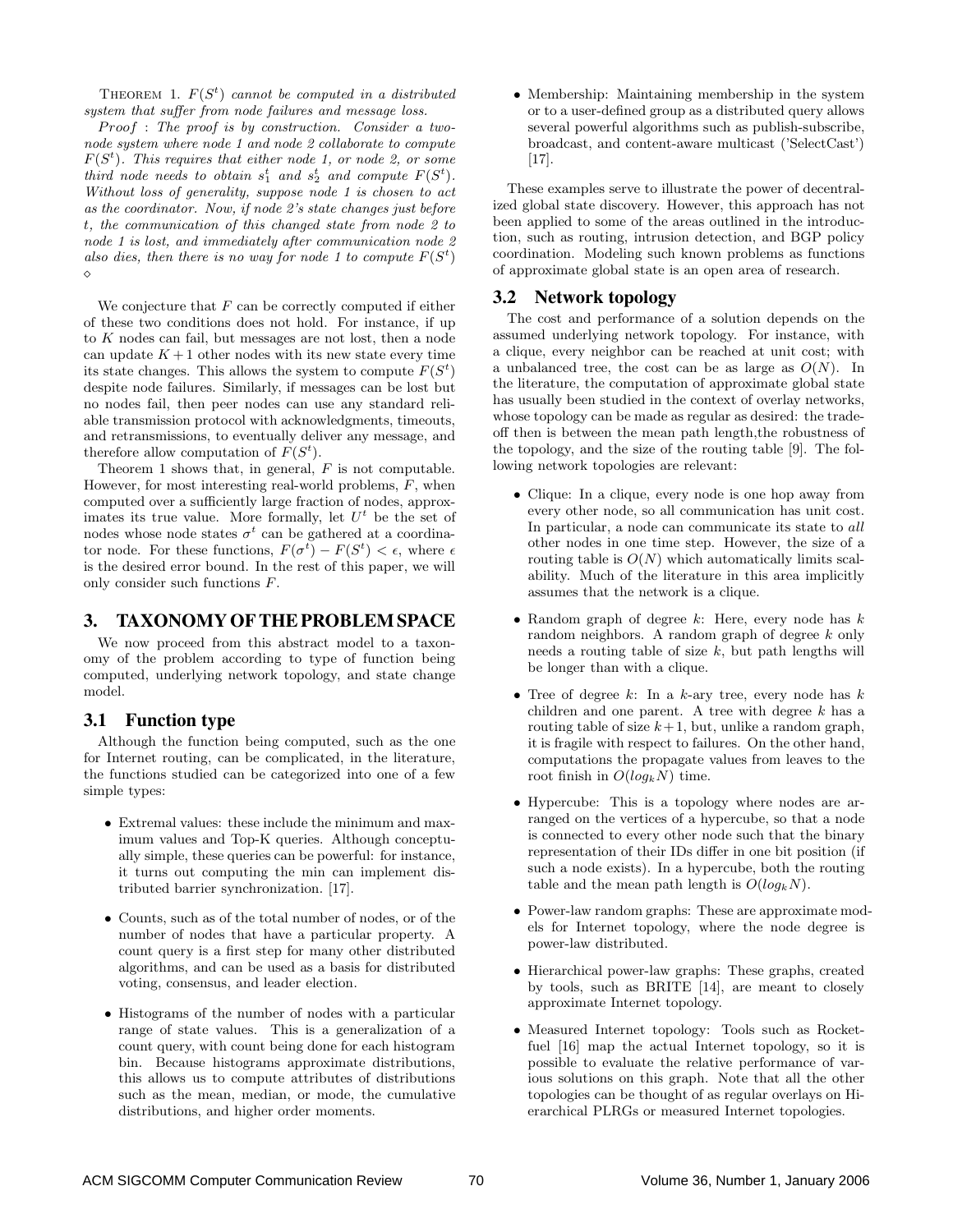THEOREM 1. *$F(S^t)$ cannot be computed in a distributed system that suffer from node failures and message loss.*

*Proof : The proof is by construction. Consider a two-node system where node 1 and node 2 collaborate to compute $F(S^t)$. This requires that either node 1, or node 2, or some third node needs to obtain $s_1^t$ and $s_2^t$ and compute $F(S^t)$. Without loss of generality, suppose node 1 is chosen to act as the coordinator. Now, if node 2's state changes just before t, the communication of this changed state from node 2 to node 1 is lost, and immediately after communication node 2 also dies, then there is no way for node 1 to compute $F(S^t)$* $\diamond$

We conjecture that $F$ can be correctly computed if either of these two conditions does not hold. For instance, if up to $K$ nodes can fail, but messages are not lost, then a node can update $K+1$ other nodes with its new state every time its state changes. This allows the system to compute $F(S^t)$ despite node failures. Similarly, if messages can be lost but no nodes fail, then peer nodes can use any standard reliable transmission protocol with acknowledgments, timeouts, and retransmissions, to eventually deliver any message, and therefore allow computation of $F(S^t)$.

Theorem 1 shows that, in general, $F$ is not computable. However, for most interesting real-world problems, $F$, when computed over a sufficiently large fraction of nodes, approximates its true value. More formally, let $U^t$ be the set of nodes whose node states $\sigma^t$ can be gathered at a coordinator node. For these functions, $F(\sigma^t) - F(S^t) < \epsilon$, where $\epsilon$ is the desired error bound. In the rest of this paper, we will only consider such functions $F$.

## 3. TAXONOMY OF THE PROBLEM SPACE

We now proceed from this abstract model to a taxonomy of the problem according to type of function being computed, underlying network topology, and state change model.

### 3.1 Function type

Although the function being computed, such as the one for Internet routing, can be complicated, in the literature, the functions studied can be categorized into one of a few simple types:

- Extremal values: these include the minimum and maximum values and Top-K queries. Although conceptually simple, these queries can be powerful: for instance, it turns out computing the min can implement distributed barrier synchronization. [17].
- Counts, such as of the total number of nodes, or of the number of nodes that have a particular property. A count query is a first step for many other distributed algorithms, and can be used as a basis for distributed voting, consensus, and leader election.
- Histograms of the number of nodes with a particular range of state values. This is a generalization of a count query, with count being done for each histogram bin. Because histograms approximate distributions, this allows us to compute attributes of distributions such as the mean, median, or mode, the cumulative distributions, and higher order moments.
- Membership: Maintaining membership in the system or to a user-defined group as a distributed query allows several powerful algorithms such as publish-subscribe, broadcast, and content-aware multicast ('SelectCast') [17].

These examples serve to illustrate the power of decentralized global state discovery. However, this approach has not been applied to some of the areas outlined in the introduction, such as routing, intrusion detection, and BGP policy coordination. Modeling such known problems as functions of approximate global state is an open area of research.

### 3.2 Network topology

The cost and performance of a solution depends on the assumed underlying network topology. For instance, with a clique, every neighbor can be reached at unit cost; with a unbalanced tree, the cost can be as large as $O(N)$. In the literature, the computation of approximate global state has usually been studied in the context of overlay networks, whose topology can be made as regular as desired: the tradeoff then is between the mean path length,the robustness of the topology, and the size of the routing table [9]. The following network topologies are relevant:

- Clique: In a clique, every node is one hop away from every other node, so all communication has unit cost. In particular, a node can communicate its state to *all* other nodes in one time step. However, the size of a routing table is $O(N)$ which automatically limits scalability. Much of the literature in this area implicitly assumes that the network is a clique.
- Random graph of degree $k$: Here, every node has $k$ random neighbors. A random graph of degree $k$ only needs a routing table of size $k$, but path lengths will be longer than with a clique.
- Tree of degree $k$: In a $k$-ary tree, every node has $k$ children and one parent. A tree with degree $k$ has a routing table of size $k+1$, but, unlike a random graph, it is fragile with respect to failures. On the other hand, computations the propagate values from leaves to the root finish in $O(log_k N)$ time.
- Hypercube: This is a topology where nodes are arranged on the vertices of a hypercube, so that a node is connected to every other node such that the binary representation of their IDs differ in one bit position (if such a node exists). In a hypercube, both the routing table and the mean path length is $O(log_k N)$.
- Power-law random graphs: These are approximate models for Internet topology, where the node degree is power-law distributed.
- Hierarchical power-law graphs: These graphs, created by tools, such as BRITE [14], are meant to closely approximate Internet topology.
- Measured Internet topology: Tools such as Rocketfuel [16] map the actual Internet topology, so it is possible to evaluate the relative performance of various solutions on this graph. Note that all the other topologies can be thought of as regular overlays on Hierarchical PLRGs or measured Internet topologies.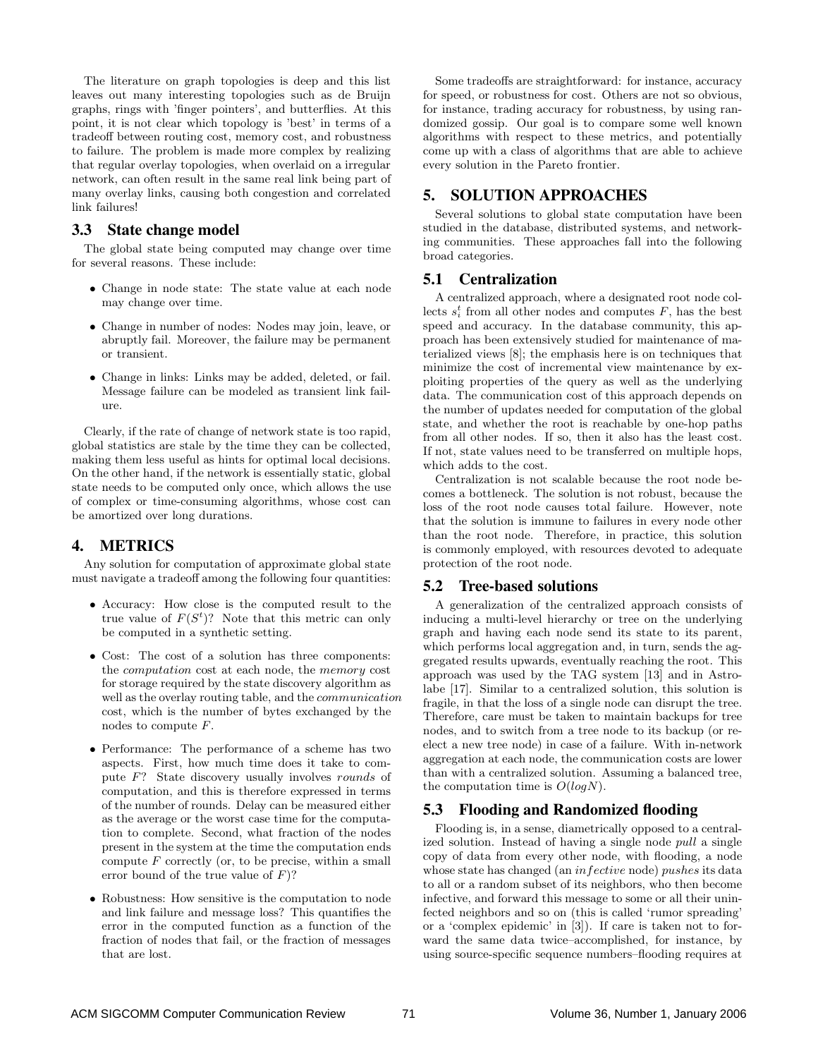The literature on graph topologies is deep and this list leaves out many interesting topologies such as de Bruijn graphs, rings with 'finger pointers', and butterflies. At this point, it is not clear which topology is 'best' in terms of a tradeoff between routing cost, memory cost, and robustness to failure. The problem is made more complex by realizing that regular overlay topologies, when overlaid on a irregular network, can often result in the same real link being part of many overlay links, causing both congestion and correlated link failures!

### 3.3 State change model

The global state being computed may change over time for several reasons. These include:

- Change in node state: The state value at each node may change over time.
- Change in number of nodes: Nodes may join, leave, or abruptly fail. Moreover, the failure may be permanent or transient.
- Change in links: Links may be added, deleted, or fail. Message failure can be modeled as transient link failure.

Clearly, if the rate of change of network state is too rapid, global statistics are stale by the time they can be collected, making them less useful as hints for optimal local decisions. On the other hand, if the network is essentially static, global state needs to be computed only once, which allows the use of complex or time-consuming algorithms, whose cost can be amortized over long durations.

## 4. METRICS

Any solution for computation of approximate global state must navigate a tradeoff among the following four quantities:

- Accuracy: How close is the computed result to the true value of $F(S^t)$? Note that this metric can only be computed in a synthetic setting.
- Cost: The cost of a solution has three components: the *computation* cost at each node, the *memory* cost for storage required by the state discovery algorithm as well as the overlay routing table, and the *communication* cost, which is the number of bytes exchanged by the nodes to compute $F$.
- Performance: The performance of a scheme has two aspects. First, how much time does it take to compute $F$? State discovery usually involves *rounds* of computation, and this is therefore expressed in terms of the number of rounds. Delay can be measured either as the average or the worst case time for the computation to complete. Second, what fraction of the nodes present in the system at the time the computation ends compute $F$ correctly (or, to be precise, within a small error bound of the true value of $F$)?
- Robustness: How sensitive is the computation to node and link failure and message loss? This quantifies the error in the computed function as a function of the fraction of nodes that fail, or the fraction of messages that are lost.

Some tradeoffs are straightforward: for instance, accuracy for speed, or robustness for cost. Others are not so obvious, for instance, trading accuracy for robustness, by using randomized gossip. Our goal is to compare some well known algorithms with respect to these metrics, and potentially come up with a class of algorithms that are able to achieve every solution in the Pareto frontier.

## 5. SOLUTION APPROACHES

Several solutions to global state computation have been studied in the database, distributed systems, and networking communities. These approaches fall into the following broad categories.

### 5.1 Centralization

A centralized approach, where a designated root node collects $s_i^t$ from all other nodes and computes $F$, has the best speed and accuracy. In the database community, this approach has been extensively studied for maintenance of materialized views [8]; the emphasis here is on techniques that minimize the cost of incremental view maintenance by exploiting properties of the query as well as the underlying data. The communication cost of this approach depends on the number of updates needed for computation of the global state, and whether the root is reachable by one-hop paths from all other nodes. If so, then it also has the least cost. If not, state values need to be transferred on multiple hops, which adds to the cost.

Centralization is not scalable because the root node becomes a bottleneck. The solution is not robust, because the loss of the root node causes total failure. However, note that the solution is immune to failures in every node other than the root node. Therefore, in practice, this solution is commonly employed, with resources devoted to adequate protection of the root node.

### 5.2 Tree-based solutions

A generalization of the centralized approach consists of inducing a multi-level hierarchy or tree on the underlying graph and having each node send its state to its parent, which performs local aggregation and, in turn, sends the aggregated results upwards, eventually reaching the root. This approach was used by the TAG system [13] and in Astrolabe [17]. Similar to a centralized solution, this solution is fragile, in that the loss of a single node can disrupt the tree. Therefore, care must be taken to maintain backups for tree nodes, and to switch from a tree node to its backup (or re-elect a new tree node) in case of a failure. With in-network aggregation at each node, the communication costs are lower than with a centralized solution. Assuming a balanced tree, the computation time is $O(logN)$.

### 5.3 Flooding and Randomized flooding

Flooding is, in a sense, diametrically opposed to a centralized solution. Instead of having a single node *pull* a single copy of data from every other node, with flooding, a node whose state has changed (an $infective$ node) *pushes* its data to all or a random subset of its neighbors, who then become infective, and forward this message to some or all their uninfected neighbors and so on (this is called 'rumor spreading' or a 'complex epidemic' in [3]). If care is taken not to forward the same data twice–accomplished, for instance, by using source-specific sequence numbers–flooding requires at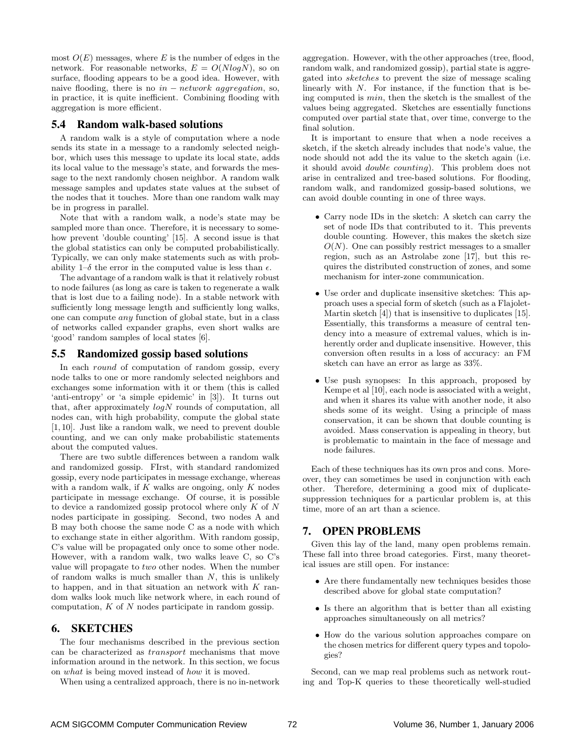most $O(E)$ messages, where $E$ is the number of edges in the network. For reasonable networks, $E = O(NlogN)$, so on surface, flooding appears to be a good idea. However, with naive flooding, there is no $in - network\ aggregation$, so, in practice, it is quite inefficient. Combining flooding with aggregation is more efficient.

### 5.4 Random walk-based solutions

A random walk is a style of computation where a node sends its state in a message to a randomly selected neighbor, which uses this message to update its local state, adds its local value to the message's state, and forwards the message to the next randomly chosen neighbor. A random walk message samples and updates state values at the subset of the nodes that it touches. More than one random walk may be in progress in parallel.

Note that with a random walk, a node's state may be sampled more than once. Therefore, it is necessary to somehow prevent 'double counting' [15]. A second issue is that the global statistics can only be computed probabilistically. Typically, we can only make statements such as with probability $1-\delta$ the error in the computed value is less than $\epsilon$.

The advantage of a random walk is that it relatively robust to node failures (as long as care is taken to regenerate a walk that is lost due to a failing node). In a stable network with sufficiently long message length and sufficiently long walks, one can compute *any* function of global state, but in a class of networks called expander graphs, even short walks are 'good' random samples of local states [6].

### 5.5 Randomized gossip based solutions

In each *round* of computation of random gossip, every node talks to one or more randomly selected neighbors and exchanges some information with it or them (this is called 'anti-entropy' or 'a simple epidemic' in [3]). It turns out that, after approximately $logN$ rounds of computation, all nodes can, with high probability, compute the global state [1, 10]. Just like a random walk, we need to prevent double counting, and we can only make probabilistic statements about the computed values.

There are two subtle differences between a random walk and randomized gossip. FIrst, with standard randomized gossip, every node participates in message exchange, whereas with a random walk, if $K$ walks are ongoing, only $K$ nodes participate in message exchange. Of course, it is possible to device a randomized gossip protocol where only $K$ of $N$ nodes participate in gossiping. Second, two nodes A and B may both choose the same node C as a node with which to exchange state in either algorithm. With random gossip, C's value will be propagated only once to some other node. However, with a random walk, two walks leave C, so C's value will propagate to *two* other nodes. When the number of random walks is much smaller than $N$, this is unlikely to happen, and in that situation an network with $K$ random walks look much like network where, in each round of computation, $K$ of $N$ nodes participate in random gossip.

## 6. SKETCHES

The four mechanisms described in the previous section can be characterized as *transport* mechanisms that move information around in the network. In this section, we focus on *what* is being moved instead of *how* it is moved.

When using a centralized approach, there is no in-network aggregation. However, with the other approaches (tree, flood, random walk, and randomized gossip), partial state is aggregated into *sketches* to prevent the size of message scaling linearly with $N$. For instance, if the function that is being computed is $min$, then the sketch is the smallest of the values being aggregated. Sketches are essentially functions computed over partial state that, over time, converge to the final solution.

It is important to ensure that when a node receives a sketch, if the sketch already includes that node's value, the node should not add the its value to the sketch again (i.e. it should avoid *double counting*). This problem does not arise in centralized and tree-based solutions. For flooding, random walk, and randomized gossip-based solutions, we can avoid double counting in one of three ways.

- Carry node IDs in the sketch: A sketch can carry the set of node IDs that contributed to it. This prevents double counting. However, this makes the sketch size $O(N)$. One can possibly restrict messages to a smaller region, such as an Astrolabe zone [17], but this requires the distributed construction of zones, and some mechanism for inter-zone communication.
- Use order and duplicate insensitive sketches: This approach uses a special form of sketch (such as a Flajolet-Martin sketch [4]) that is insensitive to duplicates [15]. Essentially, this transforms a measure of central tendency into a measure of extremal values, which is inherently order and duplicate insensitive. However, this conversion often results in a loss of accuracy: an FM sketch can have an error as large as 33%.
- Use push synopses: In this approach, proposed by Kempe et al [10], each node is associated with a weight, and when it shares its value with another node, it also sheds some of its weight. Using a principle of mass conservation, it can be shown that double counting is avoided. Mass conservation is appealing in theory, but is problematic to maintain in the face of message and node failures.

Each of these techniques has its own pros and cons. Moreover, they can sometimes be used in conjunction with each other. Therefore, determining a good mix of duplicate-suppression techniques for a particular problem is, at this time, more of an art than a science.

## 7. OPEN PROBLEMS

Given this lay of the land, many open problems remain. These fall into three broad categories. First, many theoretical issues are still open. For instance:

- Are there fundamentally new techniques besides those described above for global state computation?
- Is there an algorithm that is better than all existing approaches simultaneously on all metrics?
- How do the various solution approaches compare on the chosen metrics for different query types and topologies?

Second, can we map real problems such as network routing and Top-K queries to these theoretically well-studied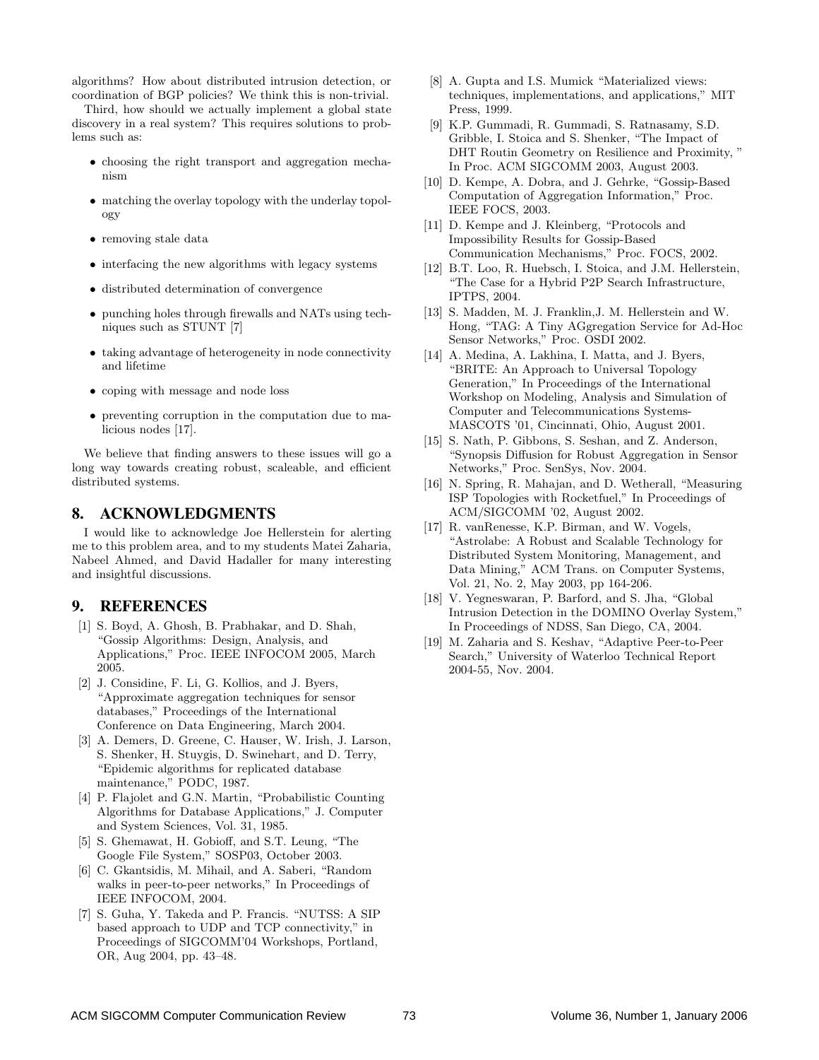algorithms? How about distributed intrusion detection, or coordination of BGP policies? We think this is non-trivial.

Third, how should we actually implement a global state discovery in a real system? This requires solutions to problems such as:

- choosing the right transport and aggregation mechanism
- matching the overlay topology with the underlay topology
- removing stale data
- interfacing the new algorithms with legacy systems
- distributed determination of convergence
- punching holes through firewalls and NATs using techniques such as STUNT [7]
- taking advantage of heterogeneity in node connectivity and lifetime
- coping with message and node loss
- preventing corruption in the computation due to malicious nodes [17].

We believe that finding answers to these issues will go a long way towards creating robust, scaleable, and efficient distributed systems.

## 8. ACKNOWLEDGMENTS

I would like to acknowledge Joe Hellerstein for alerting me to this problem area, and to my students Matei Zaharia, Nabeel Ahmed, and David Hadaller for many interesting and insightful discussions.

## 9. REFERENCES

[1] S. Boyd, A. Ghosh, B. Prabhakar, and D. Shah, "Gossip Algorithms: Design, Analysis, and Applications," Proc. IEEE INFOCOM 2005, March 2005.

[2] J. Considine, F. Li, G. Kollios, and J. Byers, "Approximate aggregation techniques for sensor databases," Proceedings of the International Conference on Data Engineering, March 2004.

[3] A. Demers, D. Greene, C. Hauser, W. Irish, J. Larson, S. Shenker, H. Stuygis, D. Swinehart, and D. Terry, "Epidemic algorithms for replicated database maintenance," PODC, 1987.

[4] P. Flajolet and G.N. Martin, "Probabilistic Counting Algorithms for Database Applications," J. Computer and System Sciences, Vol. 31, 1985.

[5] S. Ghemawat, H. Gobioff, and S.T. Leung, "The Google File System," SOSP03, October 2003.

[6] C. Gkantsidis, M. Mihail, and A. Saberi, "Random walks in peer-to-peer networks," In Proceedings of IEEE INFOCOM, 2004.

[7] S. Guha, Y. Takeda and P. Francis. "NUTSS: A SIP based approach to UDP and TCP connectivity," in Proceedings of SIGCOMM'04 Workshops, Portland, OR, Aug 2004, pp. 43–48.

[8] A. Gupta and I.S. Mumick "Materialized views: techniques, implementations, and applications," MIT Press, 1999.

[9] K.P. Gummadi, R. Gummadi, S. Ratnasamy, S.D. Gribble, I. Stoica and S. Shenker, "The Impact of DHT Routin Geometry on Resilience and Proximity, " In Proc. ACM SIGCOMM 2003, August 2003.

[10] D. Kempe, A. Dobra, and J. Gehrke, "Gossip-Based Computation of Aggregation Information," Proc. IEEE FOCS, 2003.

[11] D. Kempe and J. Kleinberg, "Protocols and Impossibility Results for Gossip-Based Communication Mechanisms," Proc. FOCS, 2002.

[12] B.T. Loo, R. Huebsch, I. Stoica, and J.M. Hellerstein, "The Case for a Hybrid P2P Search Infrastructure, IPTPS, 2004.

[13] S. Madden, M. J. Franklin,J. M. Hellerstein and W. Hong, "TAG: A Tiny AGgregation Service for Ad-Hoc Sensor Networks," Proc. OSDI 2002.

[14] A. Medina, A. Lakhina, I. Matta, and J. Byers, "BRITE: An Approach to Universal Topology Generation," In Proceedings of the International Workshop on Modeling, Analysis and Simulation of Computer and Telecommunications Systems- MASCOTS '01, Cincinnati, Ohio, August 2001.

[15] S. Nath, P. Gibbons, S. Seshan, and Z. Anderson, "Synopsis Diffusion for Robust Aggregation in Sensor Networks," Proc. SenSys, Nov. 2004.

[16] N. Spring, R. Mahajan, and D. Wetherall, "Measuring ISP Topologies with Rocketfuel," In Proceedings of ACM/SIGCOMM '02, August 2002.

[17] R. vanRenesse, K.P. Birman, and W. Vogels, "Astrolabe: A Robust and Scalable Technology for Distributed System Monitoring, Management, and Data Mining," ACM Trans. on Computer Systems, Vol. 21, No. 2, May 2003, pp 164-206.

[18] V. Yegneswaran, P. Barford, and S. Jha, "Global Intrusion Detection in the DOMINO Overlay System," In Proceedings of NDSS, San Diego, CA, 2004.

[19] M. Zaharia and S. Keshav, "Adaptive Peer-to-Peer Search," University of Waterloo Technical Report 2004-55, Nov. 2004.